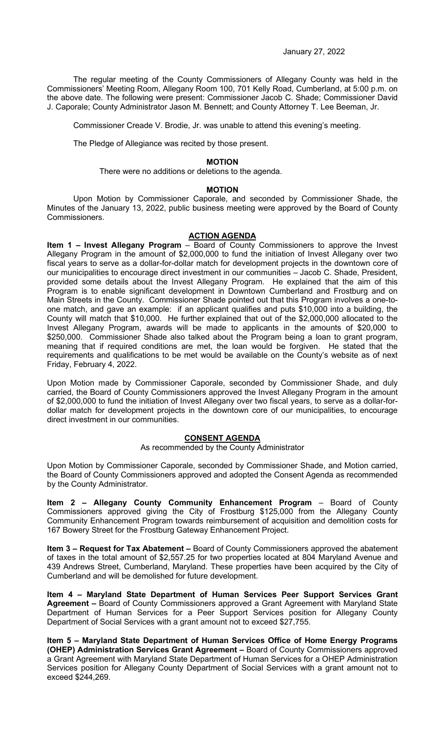January 27, 2022

The regular meeting of the County Commissioners of Allegany County was held in the Commissioners' Meeting Room, Allegany Room 100, 701 Kelly Road, Cumberland, at 5:00 p.m. on the above date. The following were present: Commissioner Jacob C. Shade; Commissioner David J. Caporale; County Administrator Jason M. Bennett; and County Attorney T. Lee Beeman, Jr.

Commissioner Creade V. Brodie, Jr. was unable to attend this evening's meeting.

The Pledge of Allegiance was recited by those present.

**MOTION**

There were no additions or deletions to the agenda.

**MOTION**

Upon Motion by Commissioner Caporale, and seconded by Commissioner Shade, the Minutes of the January 13, 2022, public business meeting were approved by the Board of County Commissioners.

**ACTION AGENDA**

**Item 1 – Invest Allegany Program** – Board of County Commissioners to approve the Invest Allegany Program in the amount of $2,000,000 to fund the initiation of Invest Allegany over two fiscal years to serve as a dollar-for-dollar match for development projects in the downtown core of our municipalities to encourage direct investment in our communities – Jacob C. Shade, President, provided some details about the Invest Allegany Program. He explained that the aim of this Program is to enable significant development in Downtown Cumberland and Frostburg and on Main Streets in the County. Commissioner Shade pointed out that this Program involves a one-to-one match, and gave an example: if an applicant qualifies and puts $10,000 into a building, the County will match that $10,000. He further explained that out of the $2,000,000 allocated to the Invest Allegany Program, awards will be made to applicants in the amounts of $20,000 to $250,000. Commissioner Shade also talked about the Program being a loan to grant program, meaning that if required conditions are met, the loan would be forgiven. He stated that the requirements and qualifications to be met would be available on the County's website as of next Friday, February 4, 2022.

Upon Motion made by Commissioner Caporale, seconded by Commissioner Shade, and duly carried, the Board of County Commissioners approved the Invest Allegany Program in the amount of $2,000,000 to fund the initiation of Invest Allegany over two fiscal years, to serve as a dollar-for-dollar match for development projects in the downtown core of our municipalities, to encourage direct investment in our communities.

**CONSENT AGENDA**

As recommended by the County Administrator

Upon Motion by Commissioner Caporale, seconded by Commissioner Shade, and Motion carried, the Board of County Commissioners approved and adopted the Consent Agenda as recommended by the County Administrator.

**Item 2 – Allegany County Community Enhancement Program** – Board of County Commissioners approved giving the City of Frostburg $125,000 from the Allegany County Community Enhancement Program towards reimbursement of acquisition and demolition costs for 167 Bowery Street for the Frostburg Gateway Enhancement Project.

**Item 3 – Request for Tax Abatement –** Board of County Commissioners approved the abatement of taxes in the total amount of $2,557.25 for two properties located at 804 Maryland Avenue and 439 Andrews Street, Cumberland, Maryland. These properties have been acquired by the City of Cumberland and will be demolished for future development.

**Item 4 – Maryland State Department of Human Services Peer Support Services Grant Agreement –** Board of County Commissioners approved a Grant Agreement with Maryland State Department of Human Services for a Peer Support Services position for Allegany County Department of Social Services with a grant amount not to exceed $27,755.

**Item 5 – Maryland State Department of Human Services Office of Home Energy Programs (OHEP) Administration Services Grant Agreement –** Board of County Commissioners approved a Grant Agreement with Maryland State Department of Human Services for a OHEP Administration Services position for Allegany County Department of Social Services with a grant amount not to exceed $244,269.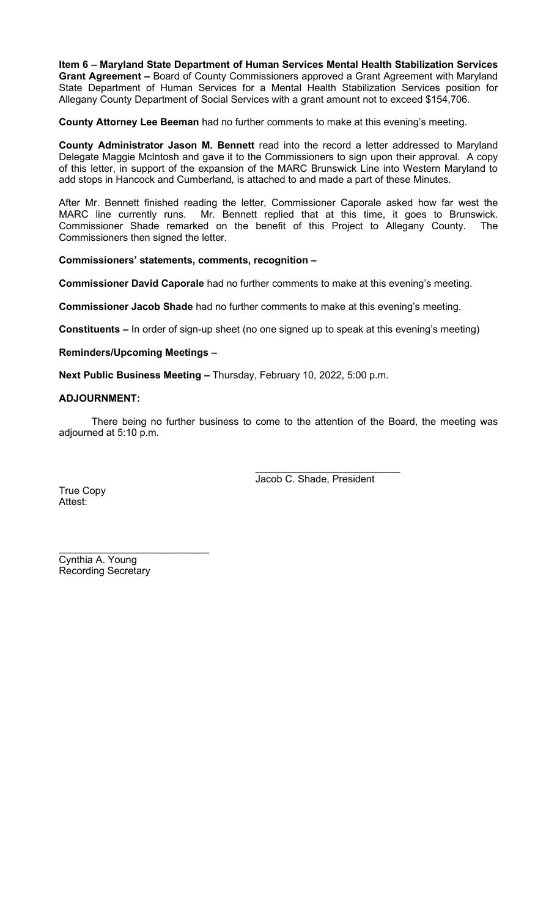**Item 6 – Maryland State Department of Human Services Mental Health Stabilization Services Grant Agreement –** Board of County Commissioners approved a Grant Agreement with Maryland State Department of Human Services for a Mental Health Stabilization Services position for Allegany County Department of Social Services with a grant amount not to exceed $154,706.

**County Attorney Lee Beeman** had no further comments to make at this evening's meeting.

**County Administrator Jason M. Bennett** read into the record a letter addressed to Maryland Delegate Maggie McIntosh and gave it to the Commissioners to sign upon their approval. A copy of this letter, in support of the expansion of the MARC Brunswick Line into Western Maryland to add stops in Hancock and Cumberland, is attached to and made a part of these Minutes.

After Mr. Bennett finished reading the letter, Commissioner Caporale asked how far west the MARC line currently runs. Mr. Bennett replied that at this time, it goes to Brunswick. Commissioner Shade remarked on the benefit of this Project to Allegany County. The Commissioners then signed the letter.

**Commissioners' statements, comments, recognition –**

**Commissioner David Caporale** had no further comments to make at this evening's meeting.

**Commissioner Jacob Shade** had no further comments to make at this evening's meeting.

**Constituents –** In order of sign-up sheet (no one signed up to speak at this evening's meeting)

**Reminders/Upcoming Meetings –**

**Next Public Business Meeting –** Thursday, February 10, 2022, 5:00 p.m.

**ADJOURNMENT:**

There being no further business to come to the attention of the Board, the meeting was adjourned at 5:10 p.m.

\_\_\_\_\_\_\_\_\_\_\_\_\_\_\_\_\_\_\_\_\_\_\_\_\_\_
Jacob C. Shade, President

True Copy
Attest:

\_\_\_\_\_\_\_\_\_\_\_\_\_\_\_\_\_\_\_\_\_\_\_\_\_\_
Cynthia A. Young
Recording Secretary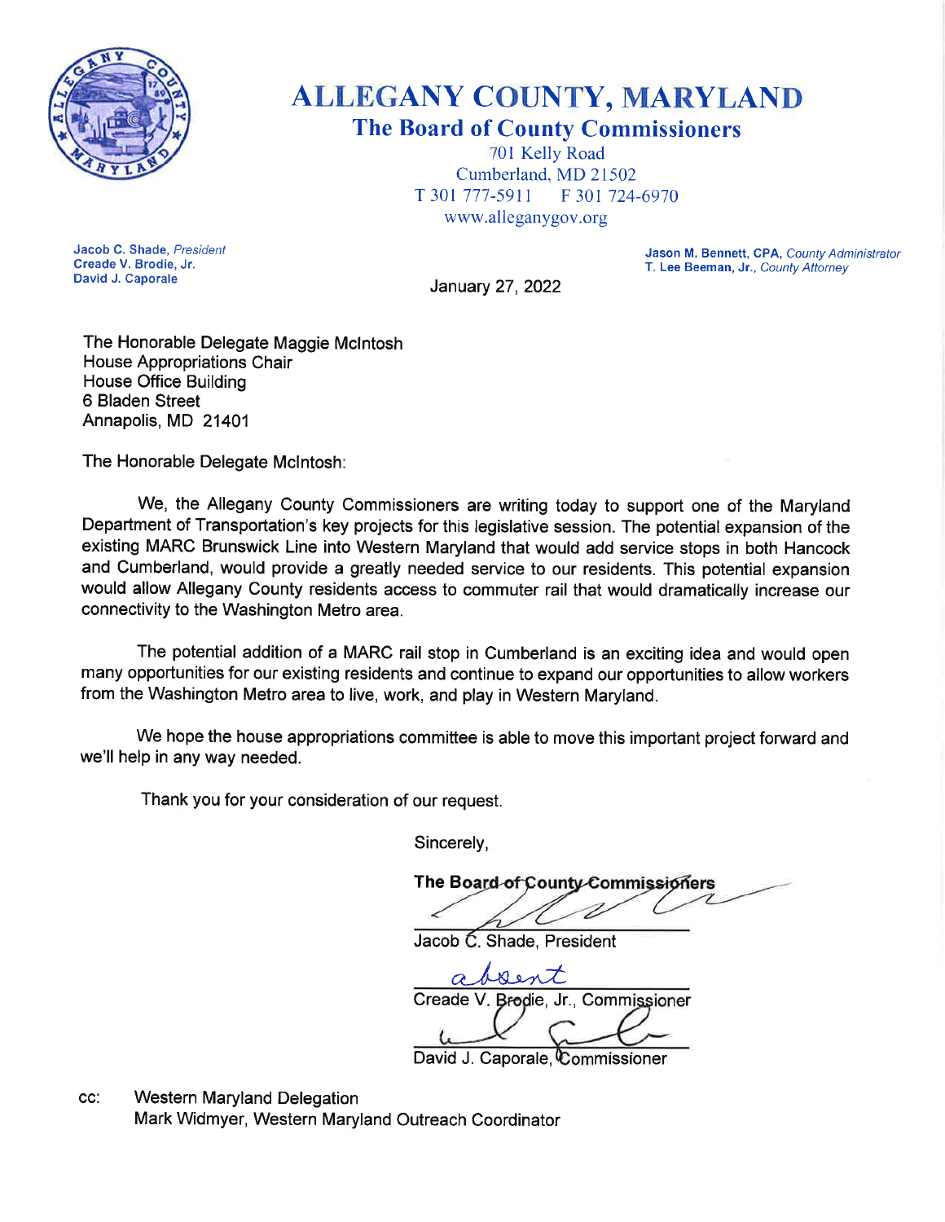# ALLEGANY COUNTY, MARYLAND

## The Board of County Commissioners

701 Kelly Road
Cumberland, MD 21502
T 301 777-5911 F 301 724-6970
www.alleganygov.org

**Jacob C. Shade**, *President*
**Creade V. Brodie, Jr.**
**David J. Caporale**

**Jason M. Bennett, CPA**, *County Administrator*
**T. Lee Beeman, Jr.**, *County Attorney*

January 27, 2022

The Honorable Delegate Maggie McIntosh
House Appropriations Chair
House Office Building
6 Bladen Street
Annapolis, MD 21401

The Honorable Delegate McIntosh:

We, the Allegany County Commissioners are writing today to support one of the Maryland Department of Transportation's key projects for this legislative session. The potential expansion of the existing MARC Brunswick Line into Western Maryland that would add service stops in both Hancock and Cumberland, would provide a greatly needed service to our residents. This potential expansion would allow Allegany County residents access to commuter rail that would dramatically increase our connectivity to the Washington Metro area.

The potential addition of a MARC rail stop in Cumberland is an exciting idea and would open many opportunities for our existing residents and continue to expand our opportunities to allow workers from the Washington Metro area to live, work, and play in Western Maryland.

We hope the house appropriations committee is able to move this important project forward and we'll help in any way needed.

Thank you for your consideration of our request.

Sincerely,

**The Board of County Commissioners**

Jacob C. Shade, President

absent
Creade V. Brodie, Jr., Commissioner

David J. Caporale, Commissioner

cc: Western Maryland Delegation
Mark Widmyer, Western Maryland Outreach Coordinator